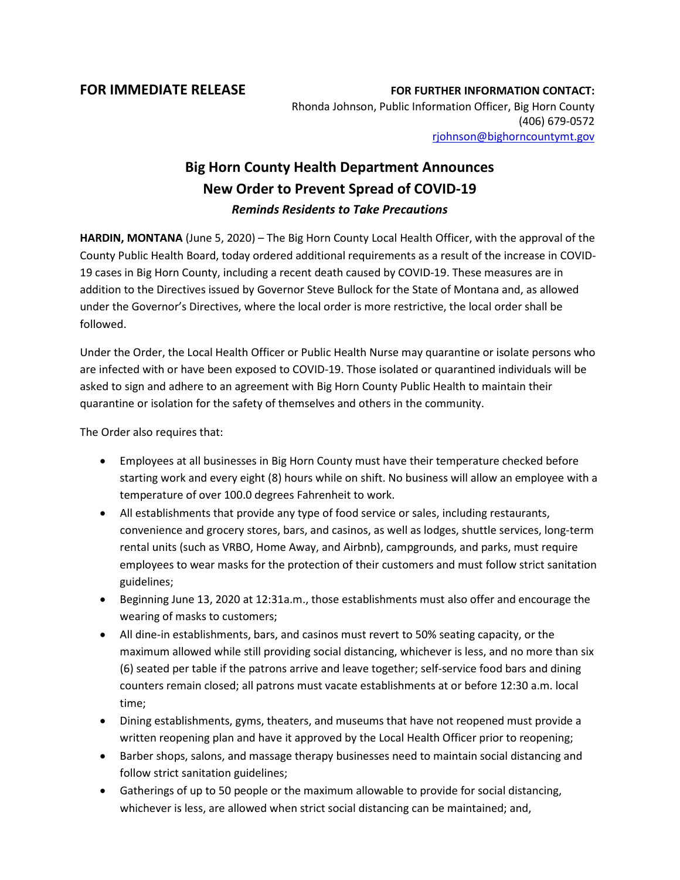**FOR IMMEDIATE RELEASE**

**FOR FURTHER INFORMATION CONTACT:**
Rhonda Johnson, Public Information Officer, Big Horn County
(406) 679-0572
rjohnson@bighorncountymt.gov

# Big Horn County Health Department Announces New Order to Prevent Spread of COVID-19

***Reminds Residents to Take Precautions***

**HARDIN, MONTANA** (June 5, 2020) – The Big Horn County Local Health Officer, with the approval of the County Public Health Board, today ordered additional requirements as a result of the increase in COVID-19 cases in Big Horn County, including a recent death caused by COVID-19. These measures are in addition to the Directives issued by Governor Steve Bullock for the State of Montana and, as allowed under the Governor's Directives, where the local order is more restrictive, the local order shall be followed.

Under the Order, the Local Health Officer or Public Health Nurse may quarantine or isolate persons who are infected with or have been exposed to COVID-19. Those isolated or quarantined individuals will be asked to sign and adhere to an agreement with Big Horn County Public Health to maintain their quarantine or isolation for the safety of themselves and others in the community.

The Order also requires that:

- Employees at all businesses in Big Horn County must have their temperature checked before starting work and every eight (8) hours while on shift. No business will allow an employee with a temperature of over 100.0 degrees Fahrenheit to work.
- All establishments that provide any type of food service or sales, including restaurants, convenience and grocery stores, bars, and casinos, as well as lodges, shuttle services, long-term rental units (such as VRBO, Home Away, and Airbnb), campgrounds, and parks, must require employees to wear masks for the protection of their customers and must follow strict sanitation guidelines;
- Beginning June 13, 2020 at 12:31a.m., those establishments must also offer and encourage the wearing of masks to customers;
- All dine-in establishments, bars, and casinos must revert to 50% seating capacity, or the maximum allowed while still providing social distancing, whichever is less, and no more than six (6) seated per table if the patrons arrive and leave together; self-service food bars and dining counters remain closed; all patrons must vacate establishments at or before 12:30 a.m. local time;
- Dining establishments, gyms, theaters, and museums that have not reopened must provide a written reopening plan and have it approved by the Local Health Officer prior to reopening;
- Barber shops, salons, and massage therapy businesses need to maintain social distancing and follow strict sanitation guidelines;
- Gatherings of up to 50 people or the maximum allowable to provide for social distancing, whichever is less, are allowed when strict social distancing can be maintained; and,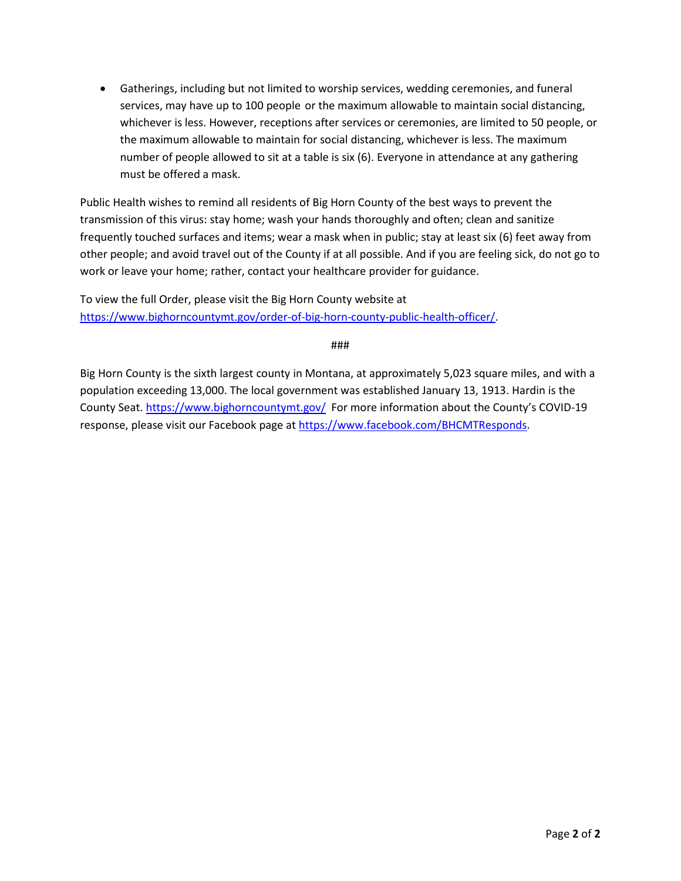- Gatherings, including but not limited to worship services, wedding ceremonies, and funeral services, may have up to 100 people or the maximum allowable to maintain social distancing, whichever is less. However, receptions after services or ceremonies, are limited to 50 people, or the maximum allowable to maintain for social distancing, whichever is less. The maximum number of people allowed to sit at a table is six (6). Everyone in attendance at any gathering must be offered a mask.

Public Health wishes to remind all residents of Big Horn County of the best ways to prevent the transmission of this virus: stay home; wash your hands thoroughly and often; clean and sanitize frequently touched surfaces and items; wear a mask when in public; stay at least six (6) feet away from other people; and avoid travel out of the County if at all possible. And if you are feeling sick, do not go to work or leave your home; rather, contact your healthcare provider for guidance.

To view the full Order, please visit the Big Horn County website at https://www.bighorncountymt.gov/order-of-big-horn-county-public-health-officer/.

###

Big Horn County is the sixth largest county in Montana, at approximately 5,023 square miles, and with a population exceeding 13,000. The local government was established January 13, 1913. Hardin is the County Seat. https://www.bighorncountymt.gov/ For more information about the County's COVID-19 response, please visit our Facebook page at https://www.facebook.com/BHCMTResponds.